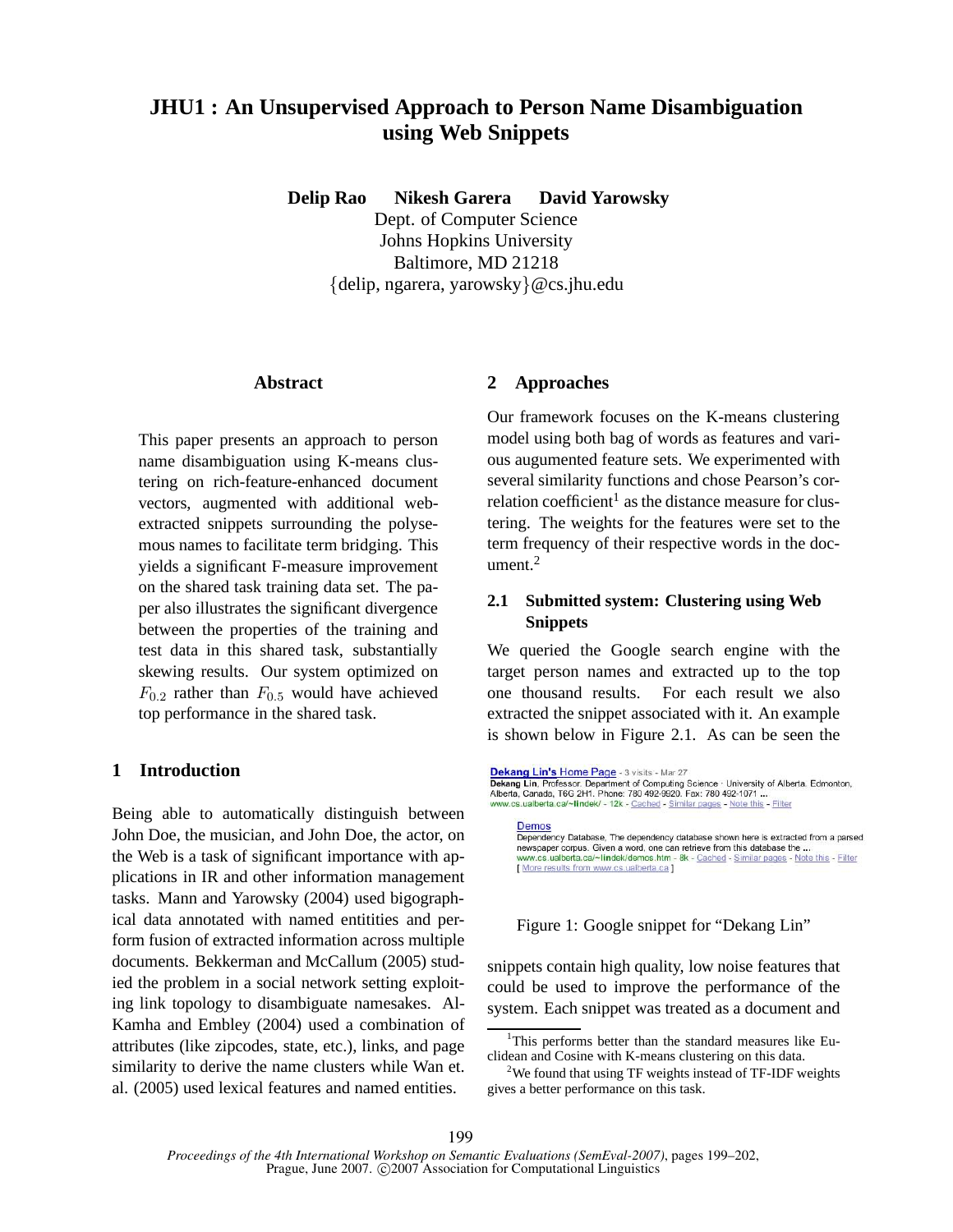# JHU1 : An Unsupervised Approach to Person Name Disambiguation using Web Snippets

**Delip Rao    Nikesh Garera    David Yarowsky**
Dept. of Computer Science
Johns Hopkins University
Baltimore, MD 21218
{delip, ngarera, yarowsky}@cs.jhu.edu

## Abstract

This paper presents an approach to person name disambiguation using K-means clustering on rich-feature-enhanced document vectors, augmented with additional web-extracted snippets surrounding the polysemous names to facilitate term bridging. This yields a significant F-measure improvement on the shared task training data set. The paper also illustrates the significant divergence between the properties of the training and test data in this shared task, substantially skewing results. Our system optimized on $F_{0.2}$ rather than $F_{0.5}$ would have achieved top performance in the shared task.

## 1 Introduction

Being able to automatically distinguish between John Doe, the musician, and John Doe, the actor, on the Web is a task of significant importance with applications in IR and other information management tasks. Mann and Yarowsky (2004) used bigographical data annotated with named entitities and perform fusion of extracted information across multiple documents. Bekkerman and McCallum (2005) studied the problem in a social network setting exploiting link topology to disambiguate namesakes. Al-Kamha and Embley (2004) used a combination of attributes (like zipcodes, state, etc.), links, and page similarity to derive the name clusters while Wan et. al. (2005) used lexical features and named entities.

## 2 Approaches

Our framework focuses on the K-means clustering model using both bag of words as features and various augumented feature sets. We experimented with several similarity functions and chose Pearson's correlation coefficient[1] as the distance measure for clustering. The weights for the features were set to the term frequency of their respective words in the document.[2]

### 2.1 Submitted system: Clustering using Web Snippets

We queried the Google search engine with the target person names and extracted up to the top one thousand results. For each result we also extracted the snippet associated with it. An example is shown below in Figure 2.1. As can be seen the

Dekang Lin's Home Page - 3 visits - Mar 27
Dekang Lin, Professor. Department of Computing Science · University of Alberta. Edmonton, Alberta, Canada, T6G 2H1. Phone: 780 492-9920. Fax: 780 492-1071 ...
www.cs.ualberta.ca/~lindek/ - 12k - Cached - Similar pages - Note this - Filter

Demos
Dependency Database. The dependency database shown here is extracted from a parsed newspaper corpus. Given a word, one can retrieve from this database the ...
www.cs.ualberta.ca/~lindek/demos.htm - 8k - Cached - Similar pages - Note this - Filter
[ More results from www.cs.ualberta.ca ]

Figure 1: Google snippet for "Dekang Lin"

snippets contain high quality, low noise features that could be used to improve the performance of the system. Each snippet was treated as a document and

[1] This performs better than the standard measures like Euclidean and Cosine with K-means clustering on this data.

[2] We found that using TF weights instead of TF-IDF weights gives a better performance on this task.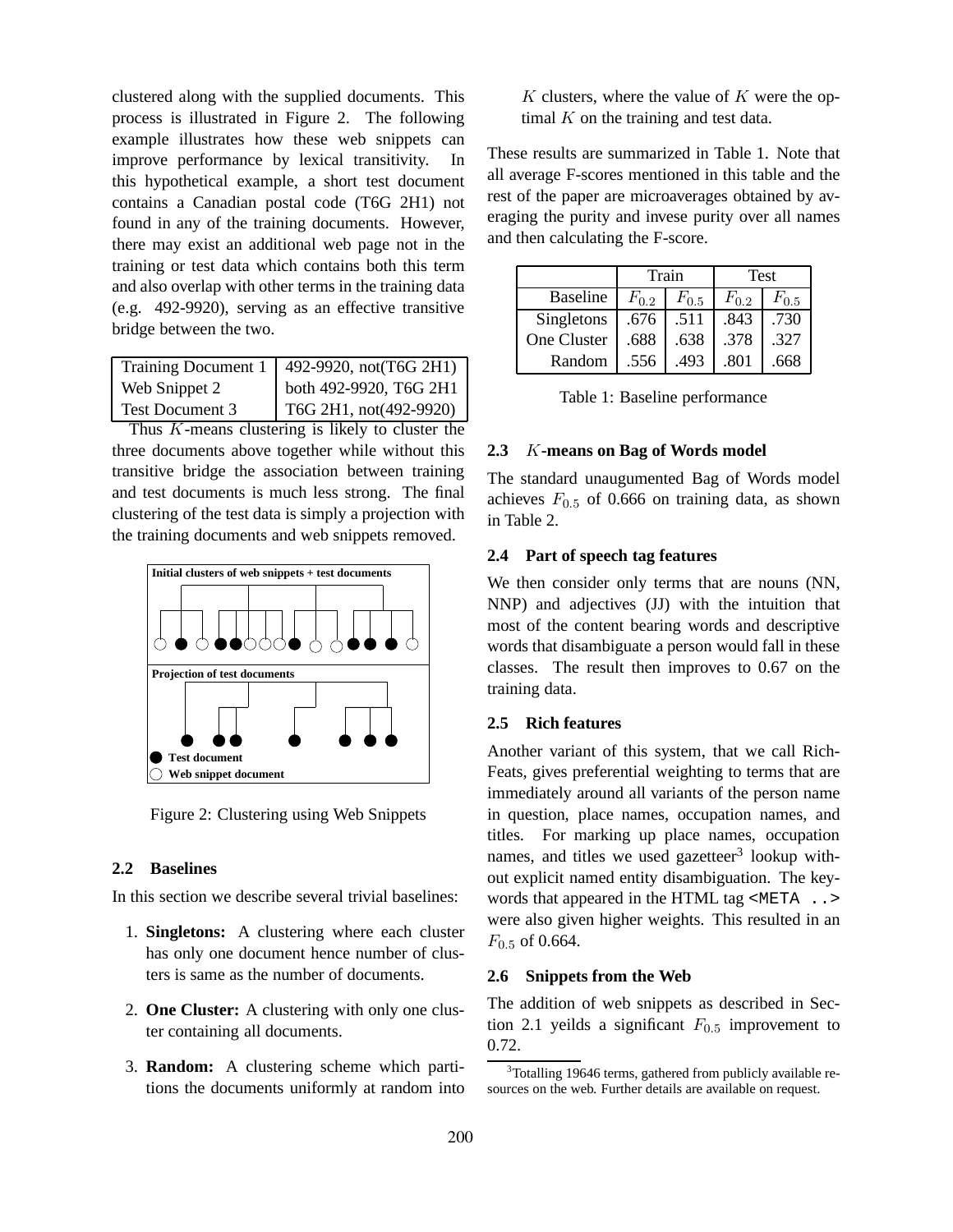clustered along with the supplied documents. This process is illustrated in Figure 2. The following example illustrates how these web snippets can improve performance by lexical transitivity. In this hypothetical example, a short test document contains a Canadian postal code (T6G 2H1) not found in any of the training documents. However, there may exist an additional web page not in the training or test data which contains both this term and also overlap with other terms in the training data (e.g. 492-9920), serving as an effective transitive bridge between the two.

| | |
|---|---|
| Training Document 1 | 492-9920, not(T6G 2H1) |
| Web Snippet 2 | both 492-9920, T6G 2H1 |
| Test Document 3 | T6G 2H1, not(492-9920) |

Thus $K$-means clustering is likely to cluster the three documents above together while without this transitive bridge the association between training and test documents is much less strong. The final clustering of the test data is simply a projection with the training documents and web snippets removed.

Figure 2: Clustering using Web Snippets

### 2.2 Baselines

In this section we describe several trivial baselines:

1. **Singletons:** A clustering where each cluster has only one document hence number of clusters is same as the number of documents.
2. **One Cluster:** A clustering with only one cluster containing all documents.
3. **Random:** A clustering scheme which partitions the documents uniformly at random into $K$ clusters, where the value of $K$ were the optimal $K$ on the training and test data.

These results are summarized in Table 1. Note that all average F-scores mentioned in this table and the rest of the paper are microaverages obtained by averaging the purity and invese purity over all names and then calculating the F-score.

| | Train | | Test | |
|---|---|---|---|---|
| Baseline | $F_{0.2}$ | $F_{0.5}$ | $F_{0.2}$ | $F_{0.5}$ |
| Singletons | .676 | .511 | .843 | .730 |
| One Cluster | .688 | .638 | .378 | .327 |
| Random | .556 | .493 | .801 | .668 |

Table 1: Baseline performance

### 2.3 $K$-means on Bag of Words model

The standard unaugumented Bag of Words model achieves $F_{0.5}$ of 0.666 on training data, as shown in Table 2.

### 2.4 Part of speech tag features

We then consider only terms that are nouns (NN, NNP) and adjectives (JJ) with the intuition that most of the content bearing words and descriptive words that disambiguate a person would fall in these classes. The result then improves to 0.67 on the training data.

### 2.5 Rich features

Another variant of this system, that we call Rich-Feats, gives preferential weighting to terms that are immediately around all variants of the person name in question, place names, occupation names, and titles. For marking up place names, occupation names, and titles we used gazetteer[3] lookup without explicit named entity disambiguation. The keywords that appeared in the HTML tag `<META ..>` were also given higher weights. This resulted in an $F_{0.5}$ of 0.664.

### 2.6 Snippets from the Web

The addition of web snippets as described in Section 2.1 yeilds a significant $F_{0.5}$ improvement to 0.72.

[3] Totalling 19646 terms, gathered from publicly available resources on the web. Further details are available on request.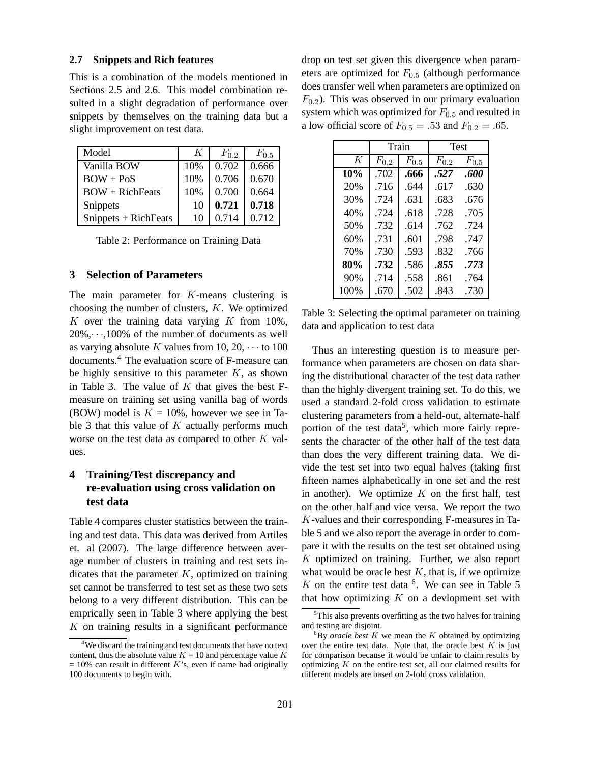### 2.7 Snippets and Rich features

This is a combination of the models mentioned in Sections 2.5 and 2.6. This model combination resulted in a slight degradation of performance over snippets by themselves on the training data but a slight improvement on test data.

| Model | $K$ | $F_{0.2}$ | $F_{0.5}$ |
|---|---|---|---|
| Vanilla BOW | 10% | 0.702 | 0.666 |
| BOW + PoS | 10% | 0.706 | 0.670 |
| BOW + RichFeats | 10% | 0.700 | 0.664 |
| Snippets | 10 | **0.721** | **0.718** |
| Snippets + RichFeats | 10 | 0.714 | 0.712 |

Table 2: Performance on Training Data

## 3 Selection of Parameters

The main parameter for $K$-means clustering is choosing the number of clusters, $K$. We optimized $K$ over the training data varying $K$ from 10%, 20%,$\cdots$,100% of the number of documents as well as varying absolute $K$ values from 10, 20, $\cdots$ to 100 documents.[4] The evaluation score of F-measure can be highly sensitive to this parameter $K$, as shown in Table 3. The value of $K$ that gives the best F-measure on training set using vanilla bag of words (BOW) model is $K$ = 10%, however we see in Table 3 that this value of $K$ actually performs much worse on the test data as compared to other $K$ values.

## 4 Training/Test discrepancy and re-evaluation using cross validation on test data

Table 4 compares cluster statistics between the training and test data. This data was derived from Artiles et. al (2007). The large difference between average number of clusters in training and test sets indicates that the parameter $K$, optimized on training set cannot be transferred to test set as these two sets belong to a very different distribution. This can be emprically seen in Table 3 where applying the best $K$ on training results in a significant performance drop on test set given this divergence when parameters are optimized for $F_{0.5}$ (although performance does transfer well when parameters are optimized on $F_{0.2}$). This was observed in our primary evaluation system which was optimized for $F_{0.5}$ and resulted in a low official score of $F_{0.5} = .53$ and $F_{0.2} = .65$.

| | Train | | Test | |
|---|---|---|---|---|
| $K$ | $F_{0.2}$ | $F_{0.5}$ | $F_{0.2}$ | $F_{0.5}$ |
| **10%** | .702 | **.666** | ***.527*** | ***.600*** |
| 20% | .716 | .644 | .617 | .630 |
| 30% | .724 | .631 | .683 | .676 |
| 40% | .724 | .618 | .728 | .705 |
| 50% | .732 | .614 | .762 | .724 |
| 60% | .731 | .601 | .798 | .747 |
| 70% | .730 | .593 | .832 | .766 |
| **80%** | **.732** | .586 | ***.855*** | ***.773*** |
| 90% | .714 | .558 | .861 | .764 |
| 100% | .670 | .502 | .843 | .730 |

Table 3: Selecting the optimal parameter on training data and application to test data

Thus an interesting question is to measure performance when parameters are chosen on data sharing the distributional character of the test data rather than the highly divergent training set. To do this, we used a standard 2-fold cross validation to estimate clustering parameters from a held-out, alternate-half portion of the test data[5], which more fairly represents the character of the other half of the test data than does the very different training data. We divide the test set into two equal halves (taking first fifteen names alphabetically in one set and the rest in another). We optimize $K$ on the first half, test on the other half and vice versa. We report the two $K$-values and their corresponding F-measures in Table 5 and we also report the average in order to compare it with the results on the test set obtained using $K$ optimized on training. Further, we also report what would be oracle best $K$, that is, if we optimize $K$ on the entire test data [6]. We can see in Table 5 that how optimizing $K$ on a devlopment set with

[4] We discard the training and test documents that have no text content, thus the absolute value $K$ = 10 and percentage value $K$ = 10% can result in different $K$'s, even if name had originally 100 documents to begin with.

[5] This also prevents overfitting as the two halves for training and testing are disjoint.

[6] By *oracle best* $K$ we mean the $K$ obtained by optimizing over the entire test data. Note that, the oracle best $K$ is just for comparison because it would be unfair to claim results by optimizing $K$ on the entire test set, all our claimed results for different models are based on 2-fold cross validation.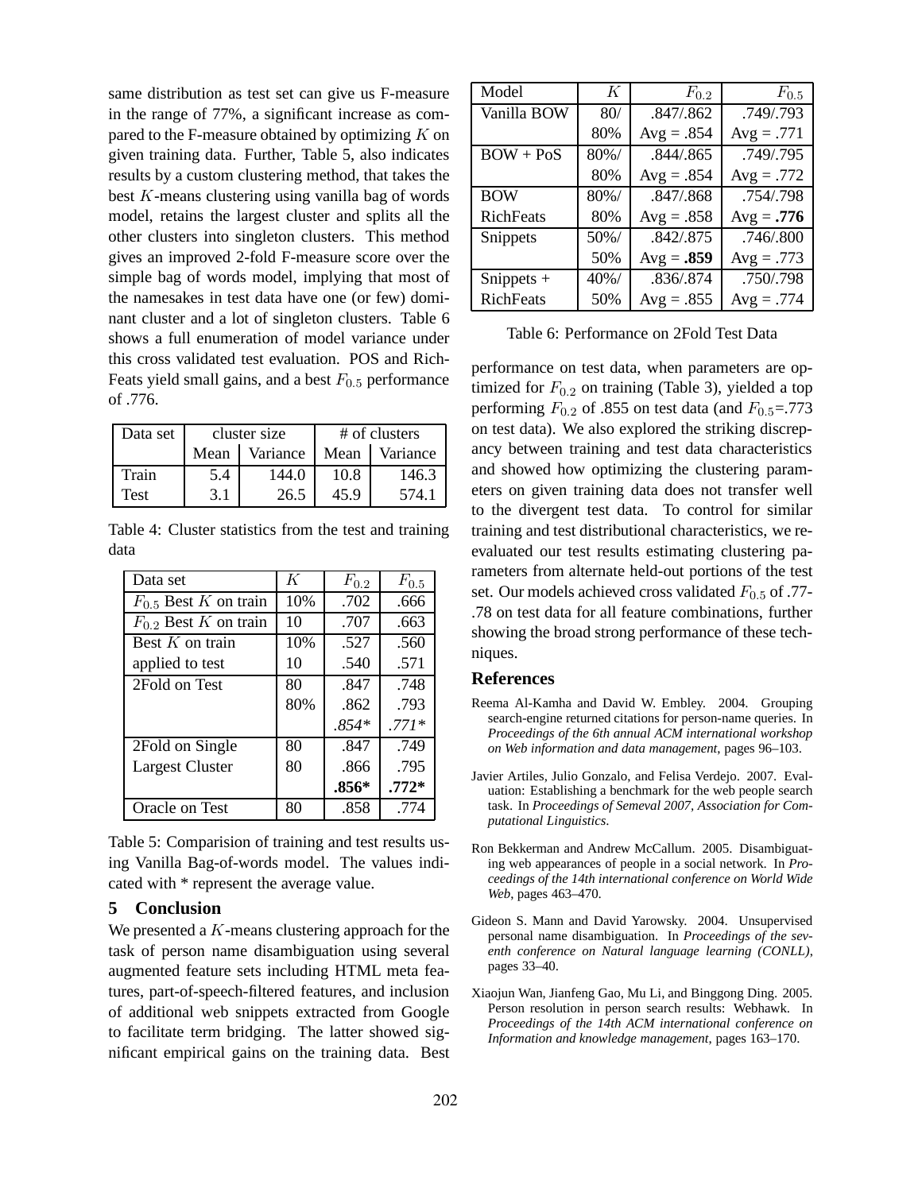same distribution as test set can give us F-measure in the range of 77%, a significant increase as compared to the F-measure obtained by optimizing $K$ on given training data. Further, Table 5, also indicates results by a custom clustering method, that takes the best $K$-means clustering using vanilla bag of words model, retains the largest cluster and splits all the other clusters into singleton clusters. This method gives an improved 2-fold F-measure score over the simple bag of words model, implying that most of the namesakes in test data have one (or few) dominant cluster and a lot of singleton clusters. Table 6 shows a full enumeration of model variance under this cross validated test evaluation. POS and RichFeats yield small gains, and a best $F_{0.5}$ performance of .776.

| Data set | cluster size | | # of clusters | |
|---|---|---|---|---|
| | Mean | Variance | Mean | Variance |
| Train | 5.4 | 144.0 | 10.8 | 146.3 |
| Test | 3.1 | 26.5 | 45.9 | 574.1 |

Table 4: Cluster statistics from the test and training data

| Data set | $K$ | $F_{0.2}$ | $F_{0.5}$ |
|---|---|---|---|
| $F_{0.5}$ Best $K$ on train | 10% | .702 | .666 |
| $F_{0.2}$ Best $K$ on train | 10 | .707 | .663 |
| Best $K$ on train | 10% | .527 | .560 |
| applied to test | 10 | .540 | .571 |
| 2Fold on Test | 80 | .847 | .748 |
| | 80% | .862 | .793 |
| | | *.854** | *.771** |
| 2Fold on Single | 80 | .847 | .749 |
| Largest Cluster | 80 | .866 | .795 |
| | | **.856*** | **.772*** |
| Oracle on Test | 80 | .858 | .774 |

Table 5: Comparision of training and test results using Vanilla Bag-of-words model. The values indicated with * represent the average value.

## 5 Conclusion

We presented a $K$-means clustering approach for the task of person name disambiguation using several augmented feature sets including HTML meta features, part-of-speech-filtered features, and inclusion of additional web snippets extracted from Google to facilitate term bridging. The latter showed significant empirical gains on the training data. Best performance on test data, when parameters are optimized for $F_{0.2}$ on training (Table 3), yielded a top performing $F_{0.2}$ of .855 on test data (and $F_{0.5}$=.773 on test data). We also explored the striking discrepancy between training and test data characteristics and showed how optimizing the clustering parameters on given training data does not transfer well to the divergent test data. To control for similar training and test distributional characteristics, we reevaluated our test results estimating clustering parameters from alternate held-out portions of the test set. Our models achieved cross validated $F_{0.5}$ of .77-.78 on test data for all feature combinations, further showing the broad strong performance of these techniques.

| Model | $K$ | $F_{0.2}$ | $F_{0.5}$ |
|---|---|---|---|
| Vanilla BOW | 80/ | .847/.862 | .749/.793 |
| | 80% | Avg = .854 | Avg = .771 |
| BOW + PoS | 80%/ | .844/.865 | .749/.795 |
| | 80% | Avg = .854 | Avg = .772 |
| BOW | 80%/ | .847/.868 | .754/.798 |
| RichFeats | 80% | Avg = .858 | Avg = **.776** |
| Snippets | 50%/ | .842/.875 | .746/.800 |
| | 50% | Avg = **.859** | Avg = .773 |
| Snippets + | 40%/ | .836/.874 | .750/.798 |
| RichFeats | 50% | Avg = .855 | Avg = .774 |

Table 6: Performance on 2Fold Test Data

## References

Reema Al-Kamha and David W. Embley. 2004. Grouping search-engine returned citations for person-name queries. In *Proceedings of the 6th annual ACM international workshop on Web information and data management*, pages 96–103.

Javier Artiles, Julio Gonzalo, and Felisa Verdejo. 2007. Evaluation: Establishing a benchmark for the web people search task. In *Proceedings of Semeval 2007, Association for Computational Linguistics*.

Ron Bekkerman and Andrew McCallum. 2005. Disambiguating web appearances of people in a social network. In *Proceedings of the 14th international conference on World Wide Web*, pages 463–470.

Gideon S. Mann and David Yarowsky. 2004. Unsupervised personal name disambiguation. In *Proceedings of the seventh conference on Natural language learning (CONLL)*, pages 33–40.

Xiaojun Wan, Jianfeng Gao, Mu Li, and Binggong Ding. 2005. Person resolution in person search results: Webhawk. In *Proceedings of the 14th ACM international conference on Information and knowledge management*, pages 163–170.